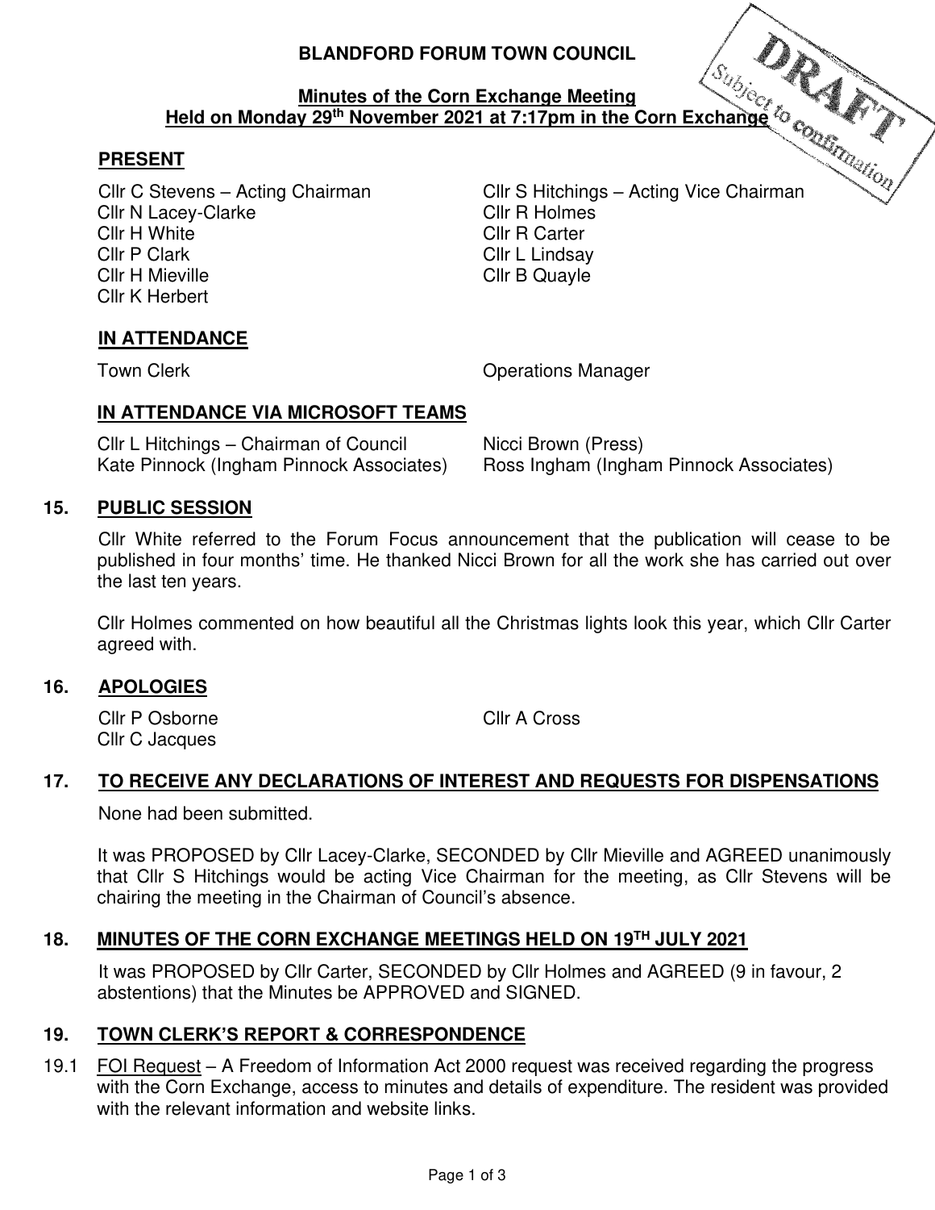# BLANDFORD FORUM TOWN COUNCIL

DRAFT
Subject to confirmation

## Minutes of the Corn Exchange Meeting
## Held on Monday 29th November 2021 at 7:17pm in the Corn Exchange

### PRESENT

Cllr C Stevens – Acting Chairman
Cllr S Hitchings – Acting Vice Chairman
Cllr N Lacey-Clarke
Cllr R Holmes
Cllr H White
Cllr R Carter
Cllr P Clark
Cllr L Lindsay
Cllr H Mieville
Cllr B Quayle
Cllr K Herbert

### IN ATTENDANCE

Town Clerk
Operations Manager

### IN ATTENDANCE VIA MICROSOFT TEAMS

Cllr L Hitchings – Chairman of Council
Nicci Brown (Press)
Kate Pinnock (Ingham Pinnock Associates)
Ross Ingham (Ingham Pinnock Associates)

### 15. PUBLIC SESSION

Cllr White referred to the Forum Focus announcement that the publication will cease to be published in four months' time. He thanked Nicci Brown for all the work she has carried out over the last ten years.

Cllr Holmes commented on how beautiful all the Christmas lights look this year, which Cllr Carter agreed with.

### 16. APOLOGIES

Cllr P Osborne
Cllr A Cross
Cllr C Jacques

### 17. TO RECEIVE ANY DECLARATIONS OF INTEREST AND REQUESTS FOR DISPENSATIONS

None had been submitted.

It was PROPOSED by Cllr Lacey-Clarke, SECONDED by Cllr Mieville and AGREED unanimously that Cllr S Hitchings would be acting Vice Chairman for the meeting, as Cllr Stevens will be chairing the meeting in the Chairman of Council's absence.

### 18. MINUTES OF THE CORN EXCHANGE MEETINGS HELD ON 19TH JULY 2021

It was PROPOSED by Cllr Carter, SECONDED by Cllr Holmes and AGREED (9 in favour, 2 abstentions) that the Minutes be APPROVED and SIGNED.

### 19. TOWN CLERK'S REPORT & CORRESPONDENCE

19.1 FOI Request – A Freedom of Information Act 2000 request was received regarding the progress with the Corn Exchange, access to minutes and details of expenditure. The resident was provided with the relevant information and website links.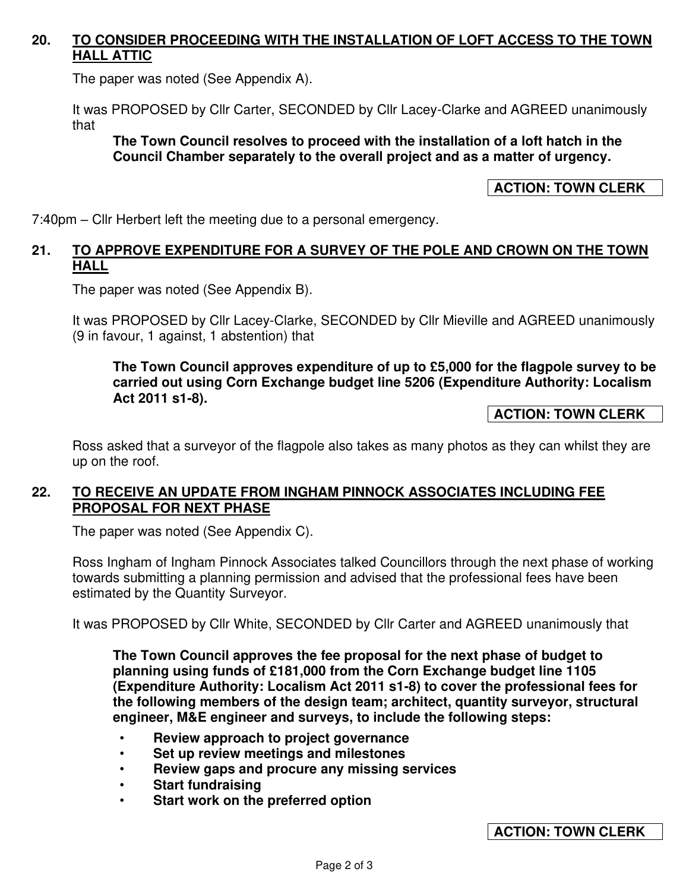## 20. TO CONSIDER PROCEEDING WITH THE INSTALLATION OF LOFT ACCESS TO THE TOWN HALL ATTIC

The paper was noted (See Appendix A).

It was PROPOSED by Cllr Carter, SECONDED by Cllr Lacey-Clarke and AGREED unanimously that

> **The Town Council resolves to proceed with the installation of a loft hatch in the Council Chamber separately to the overall project and as a matter of urgency.**

**ACTION: TOWN CLERK**

7:40pm – Cllr Herbert left the meeting due to a personal emergency.

## 21. TO APPROVE EXPENDITURE FOR A SURVEY OF THE POLE AND CROWN ON THE TOWN HALL

The paper was noted (See Appendix B).

It was PROPOSED by Cllr Lacey-Clarke, SECONDED by Cllr Mieville and AGREED unanimously (9 in favour, 1 against, 1 abstention) that

> **The Town Council approves expenditure of up to £5,000 for the flagpole survey to be carried out using Corn Exchange budget line 5206 (Expenditure Authority: Localism Act 2011 s1-8).**

**ACTION: TOWN CLERK**

Ross asked that a surveyor of the flagpole also takes as many photos as they can whilst they are up on the roof.

## 22. TO RECEIVE AN UPDATE FROM INGHAM PINNOCK ASSOCIATES INCLUDING FEE PROPOSAL FOR NEXT PHASE

The paper was noted (See Appendix C).

Ross Ingham of Ingham Pinnock Associates talked Councillors through the next phase of working towards submitting a planning permission and advised that the professional fees have been estimated by the Quantity Surveyor.

It was PROPOSED by Cllr White, SECONDED by Cllr Carter and AGREED unanimously that

> **The Town Council approves the fee proposal for the next phase of budget to planning using funds of £181,000 from the Corn Exchange budget line 1105 (Expenditure Authority: Localism Act 2011 s1-8) to cover the professional fees for the following members of the design team; architect, quantity surveyor, structural engineer, M&E engineer and surveys, to include the following steps:**
>
> - **Review approach to project governance**
> - **Set up review meetings and milestones**
> - **Review gaps and procure any missing services**
> - **Start fundraising**
> - **Start work on the preferred option**

**ACTION: TOWN CLERK**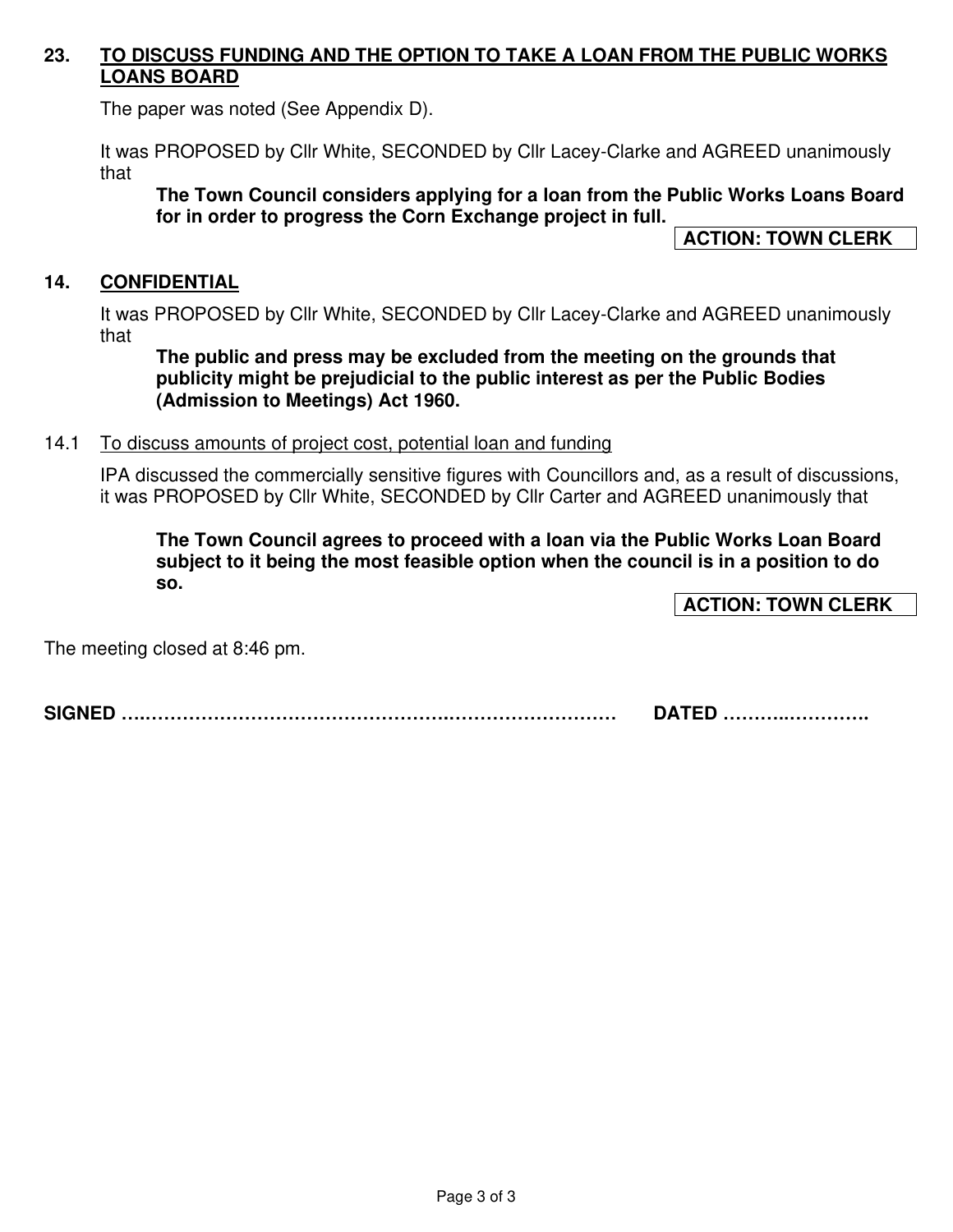## 23. TO DISCUSS FUNDING AND THE OPTION TO TAKE A LOAN FROM THE PUBLIC WORKS LOANS BOARD

The paper was noted (See Appendix D).

It was PROPOSED by Cllr White, SECONDED by Cllr Lacey-Clarke and AGREED unanimously that

> **The Town Council considers applying for a loan from the Public Works Loans Board for in order to progress the Corn Exchange project in full.**

**ACTION: TOWN CLERK**

## 14. CONFIDENTIAL

It was PROPOSED by Cllr White, SECONDED by Cllr Lacey-Clarke and AGREED unanimously that

> **The public and press may be excluded from the meeting on the grounds that publicity might be prejudicial to the public interest as per the Public Bodies (Admission to Meetings) Act 1960.**

14.1 To discuss amounts of project cost, potential loan and funding

IPA discussed the commercially sensitive figures with Councillors and, as a result of discussions, it was PROPOSED by Cllr White, SECONDED by Cllr Carter and AGREED unanimously that

> **The Town Council agrees to proceed with a loan via the Public Works Loan Board subject to it being the most feasible option when the council is in a position to do so.**

**ACTION: TOWN CLERK**

The meeting closed at 8:46 pm.

**SIGNED ………………………………………………………………………  DATED …………………….**